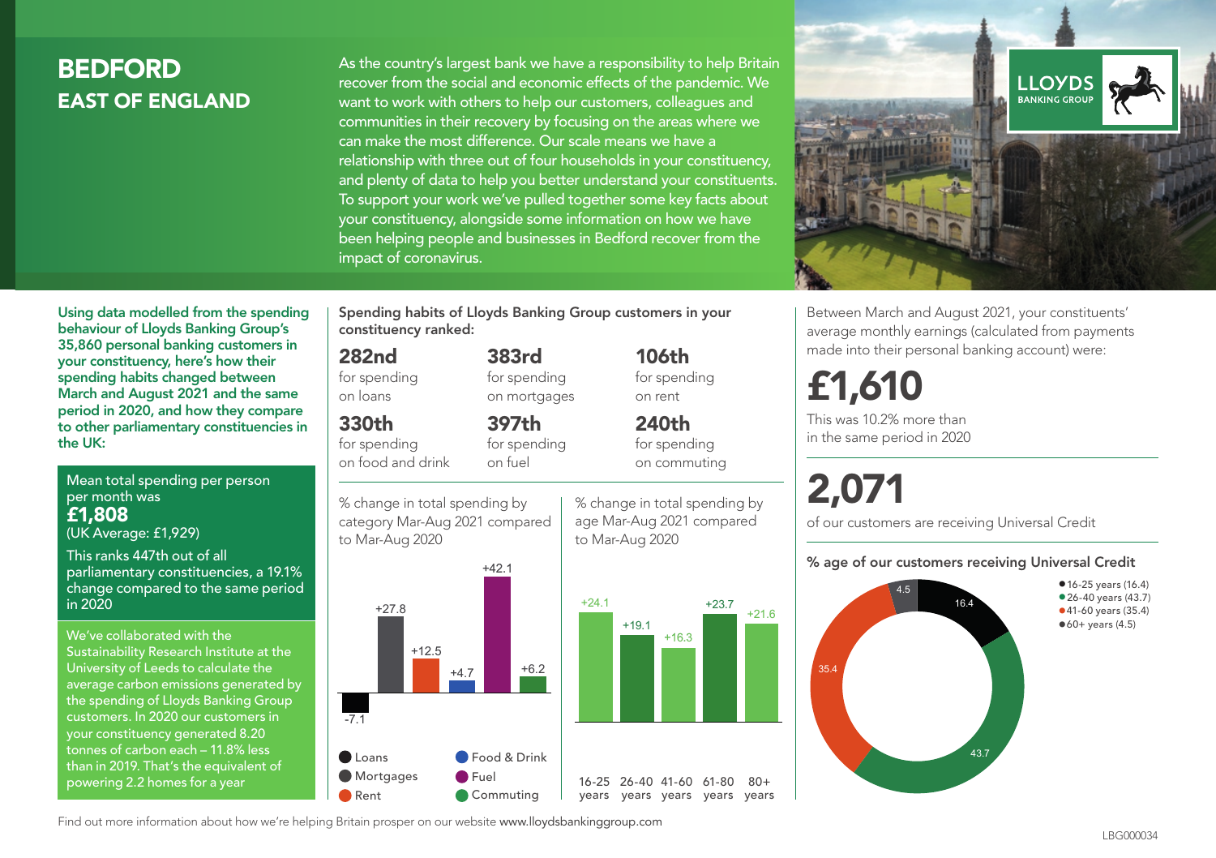# BEDFORD
## EAST OF ENGLAND

As the country's largest bank we have a responsibility to help Britain recover from the social and economic effects of the pandemic. We want to work with others to help our customers, colleagues and communities in their recovery by focusing on the areas where we can make the most difference. Our scale means we have a relationship with three out of four households in your constituency, and plenty of data to help you better understand your constituents. To support your work we've pulled together some key facts about your constituency, alongside some information on how we have been helping people and businesses in Bedford recover from the impact of coronavirus.

LLOYDS BANKING GROUP

**Using data modelled from the spending behaviour of Lloyds Banking Group's 35,860 personal banking customers in your constituency, here's how their spending habits changed between March and August 2021 and the same period in 2020, and how they compare to other parliamentary constituencies in the UK:**

Mean total spending per person per month was
**£1,808**
(UK Average: £1,929)

This ranks 447th out of all parliamentary constituencies, a 19.1% change compared to the same period in 2020

We've collaborated with the Sustainability Research Institute at the University of Leeds to calculate the average carbon emissions generated by the spending of Lloyds Banking Group customers. In 2020 our customers in your constituency generated 8.20 tonnes of carbon each – 11.8% less than in 2019. That's the equivalent of powering 2.2 homes for a year

**Spending habits of Lloyds Banking Group customers in your constituency ranked:**

**282nd** for spending on loans

**383rd** for spending on mortgages

**106th** for spending on rent

**330th** for spending on food and drink

**397th** for spending on fuel

**240th** for spending on commuting

% change in total spending by category Mar-Aug 2021 compared to Mar-Aug 2020

| Category | % change |
|---|---|
| Loans | -7.1 |
| Mortgages | +27.8 |
| Rent | +12.5 |
| Food & Drink | +4.7 |
| Fuel | +42.1 |
| Commuting | +6.2 |

% change in total spending by age Mar-Aug 2021 compared to Mar-Aug 2020

| Age | % change |
|---|---|
| 16-25 years | +24.1 |
| 26-40 years | +19.1 |
| 41-60 years | +16.3 |
| 61-80 years | +23.7 |
| 80+ years | +21.6 |

Between March and August 2021, your constituents' average monthly earnings (calculated from payments made into their personal banking account) were:

**£1,610**

This was 10.2% more than in the same period in 2020

**2,071**

of our customers are receiving Universal Credit

**% age of our customers receiving Universal Credit**

| Age | % |
|---|---|
| 16-25 years | 16.4 |
| 26-40 years | 43.7 |
| 41-60 years | 35.4 |
| 60+ years | 4.5 |

Find out more information about how we're helping Britain prosper on our website www.lloydsbankinggroup.com

LBG000034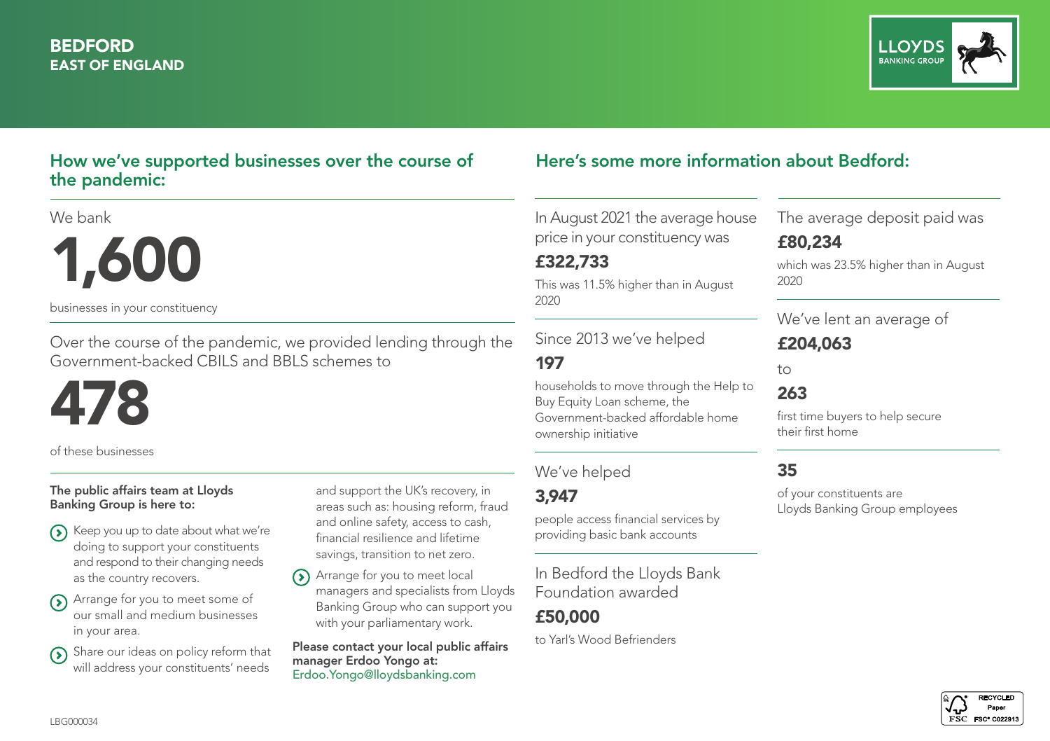**BEDFORD**
**EAST OF ENGLAND**

## How we've supported businesses over the course of the pandemic:

We bank

**1,600**

businesses in your constituency

Over the course of the pandemic, we provided lending through the Government-backed CBILS and BBLS schemes to

**478**

of these businesses

**The public affairs team at Lloyds Banking Group is here to:**

- Keep you up to date about what we're doing to support your constituents and respond to their changing needs as the country recovers.
- Arrange for you to meet some of our small and medium businesses in your area.
- Share our ideas on policy reform that will address your constituents' needs and support the UK's recovery, in areas such as: housing reform, fraud and online safety, access to cash, financial resilience and lifetime savings, transition to net zero.
- Arrange for you to meet local managers and specialists from Lloyds Banking Group who can support you with your parliamentary work.

**Please contact your local public affairs manager Erdoo Yongo at:**
Erdoo.Yongo@lloydsbanking.com

## Here's some more information about Bedford:

In August 2021 the average house price in your constituency was

**£322,733**

This was 11.5% higher than in August 2020

Since 2013 we've helped

**197**

households to move through the Help to Buy Equity Loan scheme, the Government-backed affordable home ownership initiative

We've helped

**3,947**

people access financial services by providing basic bank accounts

In Bedford the Lloyds Bank Foundation awarded

**£50,000**

to Yarl's Wood Befrienders

The average deposit paid was

**£80,234**

which was 23.5% higher than in August 2020

We've lent an average of

**£204,063**

to

**263**

first time buyers to help secure their first home

**35**

of your constituents are Lloyds Banking Group employees

LBG000034